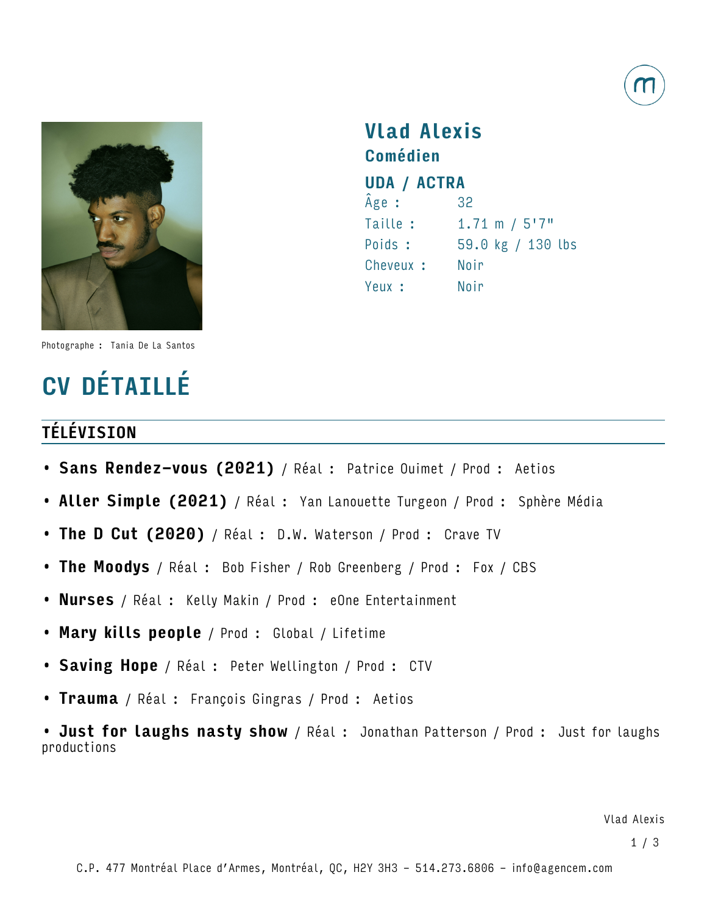# Vlad Alexis

## Comédien

### UDA / ACTRA

| | |
|---|---|
| Âge : | 32 |
| Taille : | 1.71 m / 5'7" |
| Poids : | 59.0 kg / 130 lbs |
| Cheveux : | Noir |
| Yeux : | Noir |

Photographe : Tania De La Santos

# CV DÉTAILLÉ

## TÉLÉVISION

- **Sans Rendez-vous (2021)** / Réal : Patrice Ouimet / Prod : Aetios
- **Aller Simple (2021)** / Réal : Yan Lanouette Turgeon / Prod : Sphère Média
- **The D Cut (2020)** / Réal : D.W. Waterson / Prod : Crave TV
- **The Moodys** / Réal : Bob Fisher / Rob Greenberg / Prod : Fox / CBS
- **Nurses** / Réal : Kelly Makin / Prod : eOne Entertainment
- **Mary kills people** / Prod : Global / Lifetime
- **Saving Hope** / Réal : Peter Wellington / Prod : CTV
- **Trauma** / Réal : François Gingras / Prod : Aetios
- **Just for laughs nasty show** / Réal : Jonathan Patterson / Prod : Just for laughs productions

C.P. 477 Montréal Place d'Armes, Montréal, QC, H2Y 3H3 - 514.273.6806 - info@agencem.com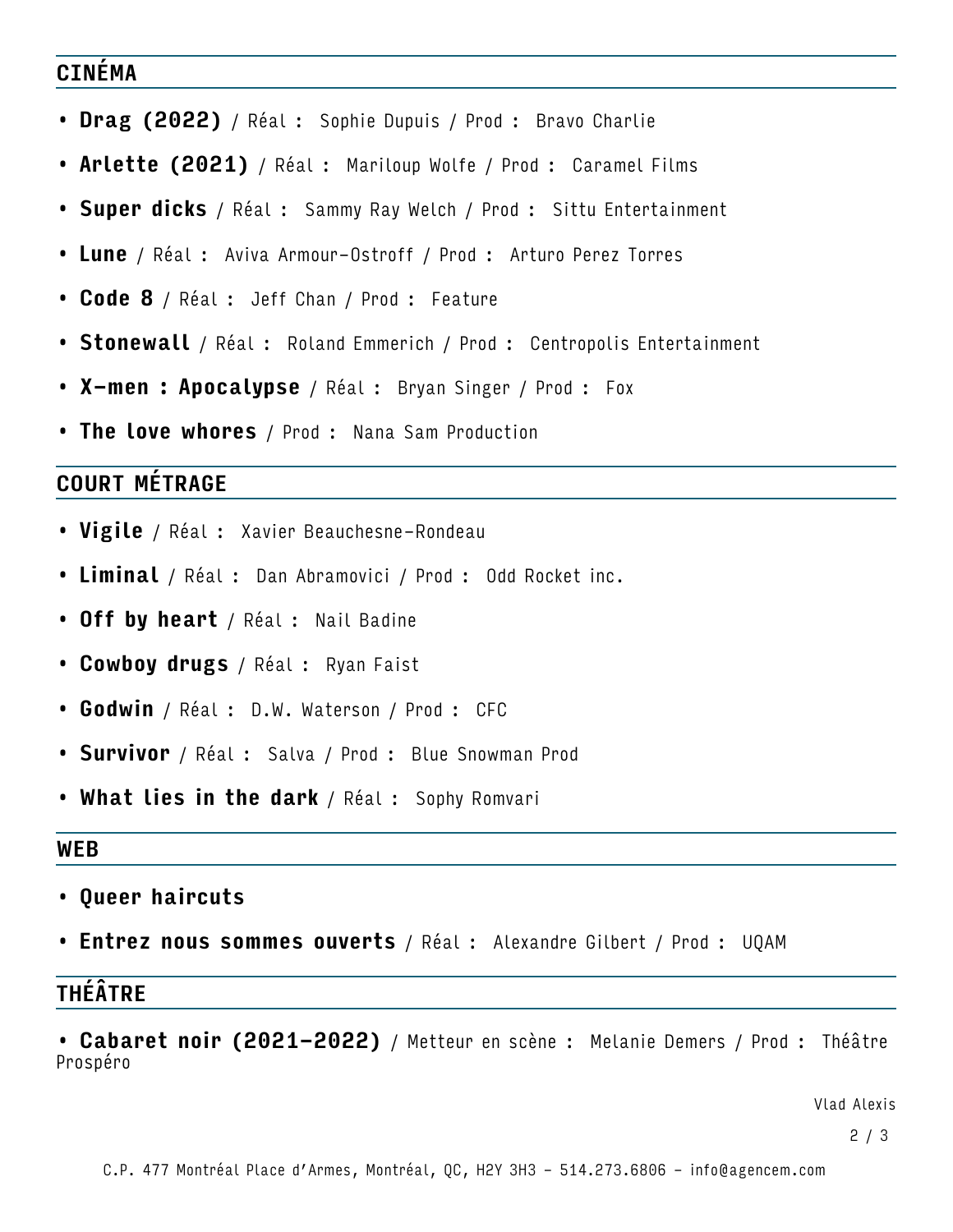## CINÉMA

- **Drag (2022)** / Réal : Sophie Dupuis / Prod : Bravo Charlie
- **Arlette (2021)** / Réal : Mariloup Wolfe / Prod : Caramel Films
- **Super dicks** / Réal : Sammy Ray Welch / Prod : Sittu Entertainment
- **Lune** / Réal : Aviva Armour-Ostroff / Prod : Arturo Perez Torres
- **Code 8** / Réal : Jeff Chan / Prod : Feature
- **Stonewall** / Réal : Roland Emmerich / Prod : Centropolis Entertainment
- **X-men : Apocalypse** / Réal : Bryan Singer / Prod : Fox
- **The love whores** / Prod : Nana Sam Production

## COURT MÉTRAGE

- **Vigile** / Réal : Xavier Beauchesne-Rondeau
- **Liminal** / Réal : Dan Abramovici / Prod : Odd Rocket inc.
- **Off by heart** / Réal : Nail Badine
- **Cowboy drugs** / Réal : Ryan Faist
- **Godwin** / Réal : D.W. Waterson / Prod : CFC
- **Survivor** / Réal : Salva / Prod : Blue Snowman Prod
- **What lies in the dark** / Réal : Sophy Romvari

## WEB

- **Queer haircuts**
- **Entrez nous sommes ouverts** / Réal : Alexandre Gilbert / Prod : UQAM

## THÉÂTRE

- **Cabaret noir (2021-2022)** / Metteur en scène : Melanie Demers / Prod : Théâtre Prospéro

Vlad Alexis

C.P. 477 Montréal Place d'Armes, Montréal, QC, H2Y 3H3 - 514.273.6806 - info@agencem.com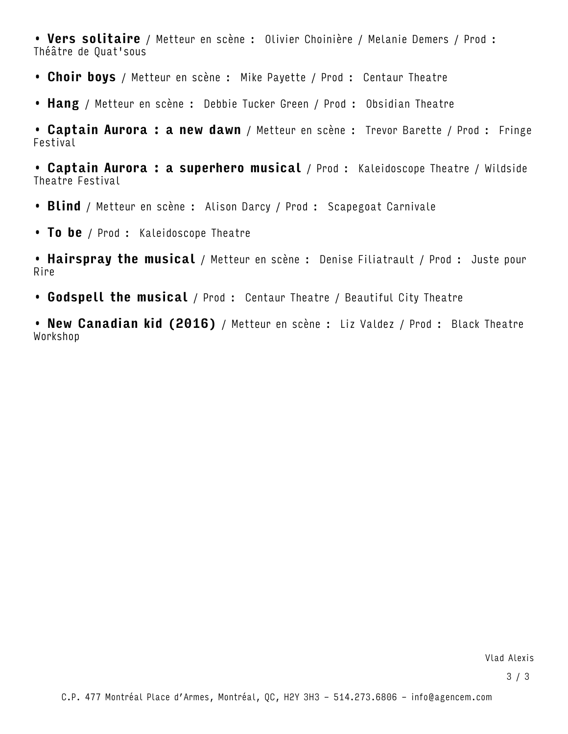- **Vers solitaire** / Metteur en scène : Olivier Choinière / Melanie Demers / Prod : Théâtre de Quat'sous
- **Choir boys** / Metteur en scène : Mike Payette / Prod : Centaur Theatre
- **Hang** / Metteur en scène : Debbie Tucker Green / Prod : Obsidian Theatre
- **Captain Aurora : a new dawn** / Metteur en scène : Trevor Barette / Prod : Fringe Festival
- **Captain Aurora : a superhero musical** / Prod : Kaleidoscope Theatre / Wildside Theatre Festival
- **Blind** / Metteur en scène : Alison Darcy / Prod : Scapegoat Carnivale
- **To be** / Prod : Kaleidoscope Theatre
- **Hairspray the musical** / Metteur en scène : Denise Filiatrault / Prod : Juste pour Rire
- **Godspell the musical** / Prod : Centaur Theatre / Beautiful City Theatre
- **New Canadian kid (2016)** / Metteur en scène : Liz Valdez / Prod : Black Theatre Workshop